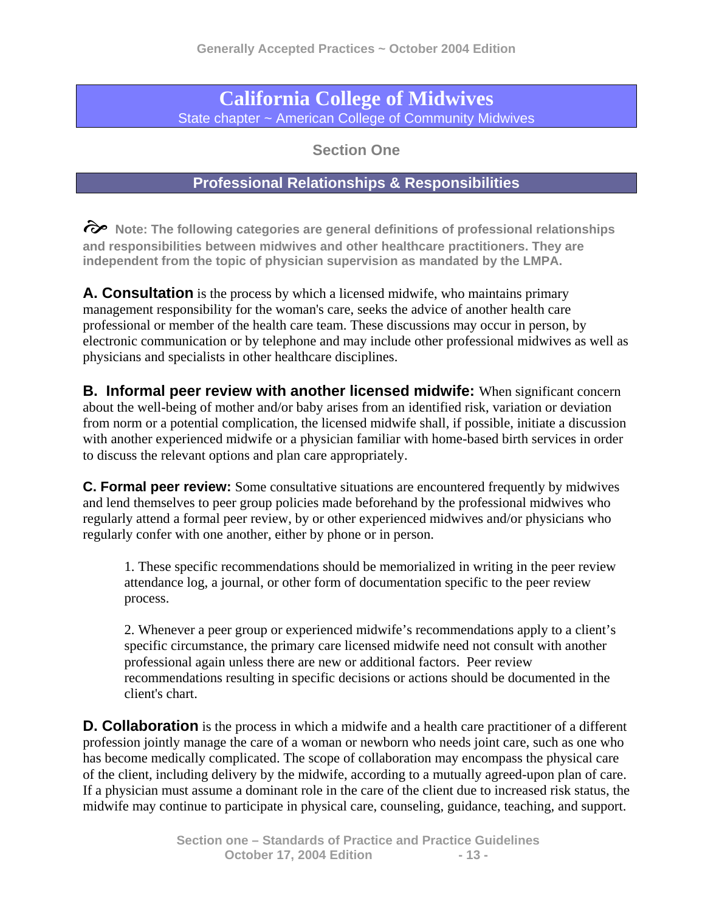# California College of Midwives

State chapter ~ American College of Community Midwives

## Section One

## Professional Relationships & Responsibilities

**Note: The following categories are general definitions of professional relationships and responsibilities between midwives and other healthcare practitioners. They are independent from the topic of physician supervision as mandated by the LMPA.**

**A. Consultation** is the process by which a licensed midwife, who maintains primary management responsibility for the woman's care, seeks the advice of another health care professional or member of the health care team. These discussions may occur in person, by electronic communication or by telephone and may include other professional midwives as well as physicians and specialists in other healthcare disciplines.

**B. Informal peer review with another licensed midwife:** When significant concern about the well-being of mother and/or baby arises from an identified risk, variation or deviation from norm or a potential complication, the licensed midwife shall, if possible, initiate a discussion with another experienced midwife or a physician familiar with home-based birth services in order to discuss the relevant options and plan care appropriately.

**C. Formal peer review:** Some consultative situations are encountered frequently by midwives and lend themselves to peer group policies made beforehand by the professional midwives who regularly attend a formal peer review, by or other experienced midwives and/or physicians who regularly confer with one another, either by phone or in person.

1. These specific recommendations should be memorialized in writing in the peer review attendance log, a journal, or other form of documentation specific to the peer review process.

2. Whenever a peer group or experienced midwife's recommendations apply to a client's specific circumstance, the primary care licensed midwife need not consult with another professional again unless there are new or additional factors. Peer review recommendations resulting in specific decisions or actions should be documented in the client's chart.

**D. Collaboration** is the process in which a midwife and a health care practitioner of a different profession jointly manage the care of a woman or newborn who needs joint care, such as one who has become medically complicated. The scope of collaboration may encompass the physical care of the client, including delivery by the midwife, according to a mutually agreed-upon plan of care. If a physician must assume a dominant role in the care of the client due to increased risk status, the midwife may continue to participate in physical care, counseling, guidance, teaching, and support.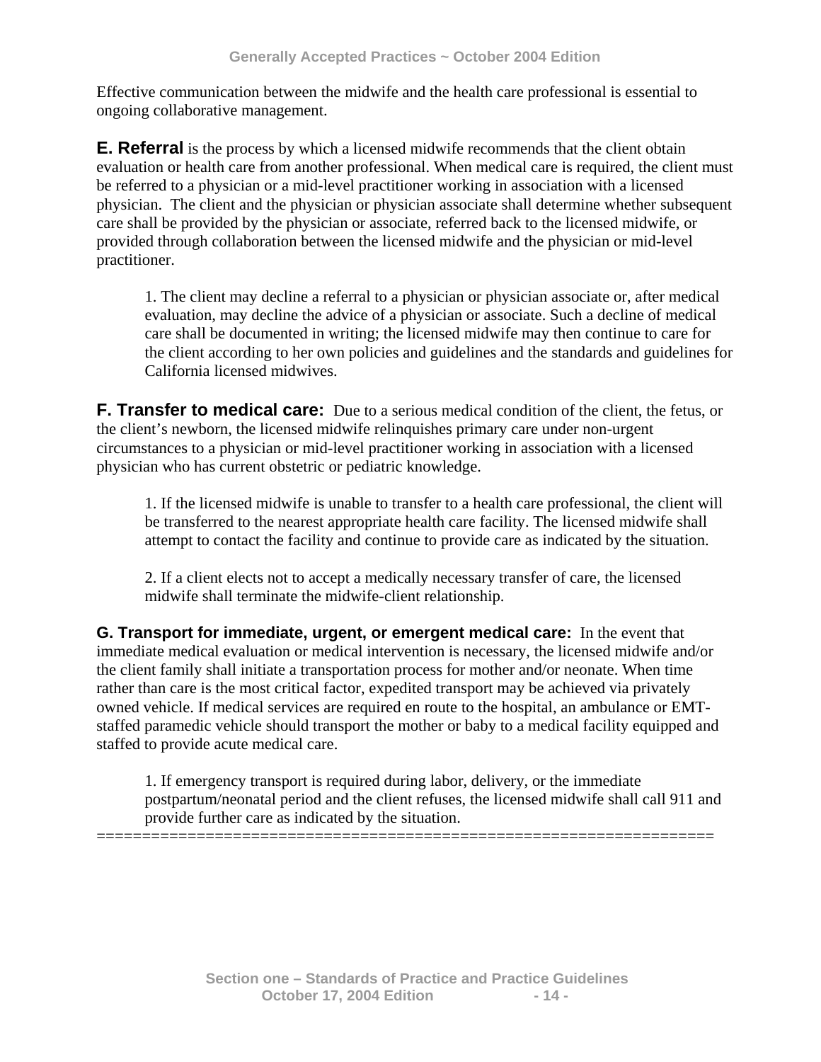Effective communication between the midwife and the health care professional is essential to ongoing collaborative management.

**E. Referral** is the process by which a licensed midwife recommends that the client obtain evaluation or health care from another professional. When medical care is required, the client must be referred to a physician or a mid-level practitioner working in association with a licensed physician. The client and the physician or physician associate shall determine whether subsequent care shall be provided by the physician or associate, referred back to the licensed midwife, or provided through collaboration between the licensed midwife and the physician or mid-level practitioner.

1. The client may decline a referral to a physician or physician associate or, after medical evaluation, may decline the advice of a physician or associate. Such a decline of medical care shall be documented in writing; the licensed midwife may then continue to care for the client according to her own policies and guidelines and the standards and guidelines for California licensed midwives.

**F. Transfer to medical care:** Due to a serious medical condition of the client, the fetus, or the client's newborn, the licensed midwife relinquishes primary care under non-urgent circumstances to a physician or mid-level practitioner working in association with a licensed physician who has current obstetric or pediatric knowledge.

1. If the licensed midwife is unable to transfer to a health care professional, the client will be transferred to the nearest appropriate health care facility. The licensed midwife shall attempt to contact the facility and continue to provide care as indicated by the situation.

2. If a client elects not to accept a medically necessary transfer of care, the licensed midwife shall terminate the midwife-client relationship.

**G. Transport for immediate, urgent, or emergent medical care:** In the event that immediate medical evaluation or medical intervention is necessary, the licensed midwife and/or the client family shall initiate a transportation process for mother and/or neonate. When time rather than care is the most critical factor, expedited transport may be achieved via privately owned vehicle. If medical services are required en route to the hospital, an ambulance or EMT-staffed paramedic vehicle should transport the mother or baby to a medical facility equipped and staffed to provide acute medical care.

1. If emergency transport is required during labor, delivery, or the immediate postpartum/neonatal period and the client refuses, the licensed midwife shall call 911 and provide further care as indicated by the situation.

==================================================================